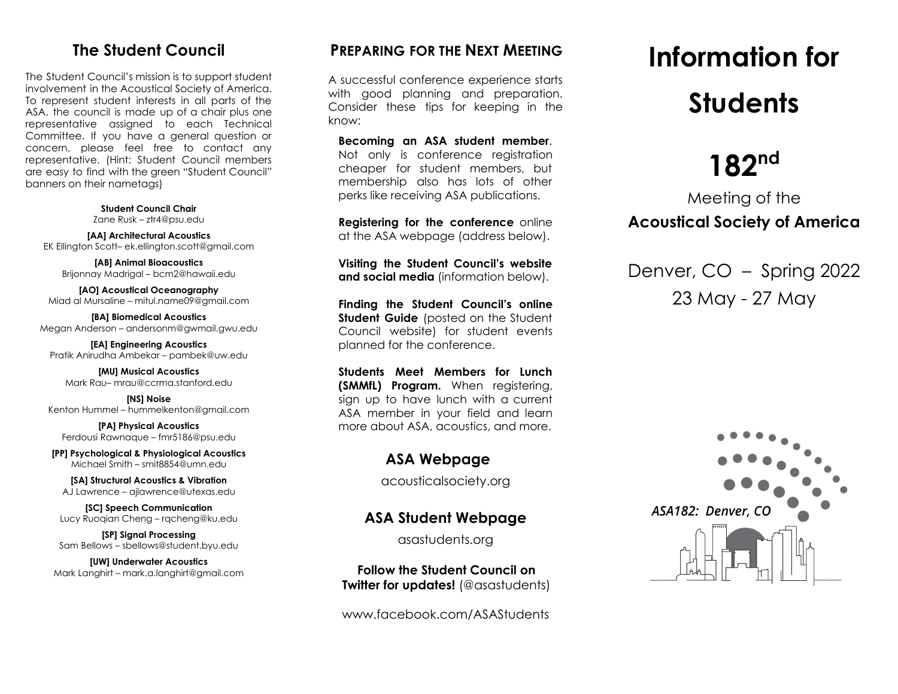## The Student Council

The Student Council's mission is to support student involvement in the Acoustical Society of America. To represent student interests in all parts of the ASA, the council is made up of a chair plus one representative assigned to each Technical Committee. If you have a general question or concern, please feel free to contact any representative. (Hint: Student Council members are easy to find with the green "Student Council" banners on their nametags)

**Student Council Chair**
Zane Rusk – ztr4@psu.edu

**[AA] Architectural Acoustics**
EK Ellington Scott– ek.ellington.scott@gmail.com

**[AB] Animal Bioacoustics**
Brijonnay Madrigal – bcm2@hawaii.edu

**[AO] Acoustical Oceanography**
Miad al Mursaline – mitul.name09@gmail.com

**[BA] Biomedical Acoustics**
Megan Anderson – andersonm@gwmail.gwu.edu

**[EA] Engineering Acoustics**
Pratik Anirudha Ambekar – pambek@uw.edu

**[MU] Musical Acoustics**
Mark Rau– mrau@ccrma.stanford.edu

**[NS] Noise**
Kenton Hummel – hummelkenton@gmail.com

**[PA] Physical Acoustics**
Ferdousi Rawnaque – fmr5186@psu.edu

**[PP] Psychological & Physiological Acoustics**
Michael Smith – smit8854@umn.edu

**[SA] Structural Acoustics & Vibration**
AJ Lawrence – ajlawrence@utexas.edu

**[SC] Speech Communication**
Lucy Ruoqian Cheng – rqcheng@ku.edu

**[SP] Signal Processing**
Sam Bellows – sbellows@student.byu.edu

**[UW] Underwater Acoustics**
Mark Langhirt – mark.a.langhirt@gmail.com

## Preparing for the Next Meeting

A successful conference experience starts with good planning and preparation. Consider these tips for keeping in the know:

**Becoming an ASA student member**. Not only is conference registration cheaper for student members, but membership also has lots of other perks like receiving ASA publications.

**Registering for the conference** online at the ASA webpage (address below).

**Visiting the Student Council's website and social media** (information below).

**Finding the Student Council's online Student Guide** (posted on the Student Council website) for student events planned for the conference.

**Students Meet Members for Lunch (SMMfL) Program.** When registering, sign up to have lunch with a current ASA member in your field and learn more about ASA, acoustics, and more.

### ASA Webpage

acousticalsociety.org

### ASA Student Webpage

asastudents.org

**Follow the Student Council on Twitter for updates!** (@asastudents)

www.facebook.com/ASAStudents

# Information for Students

# 182nd

Meeting of the
**Acoustical Society of America**

Denver, CO – Spring 2022
23 May - 27 May

*ASA182: Denver, CO*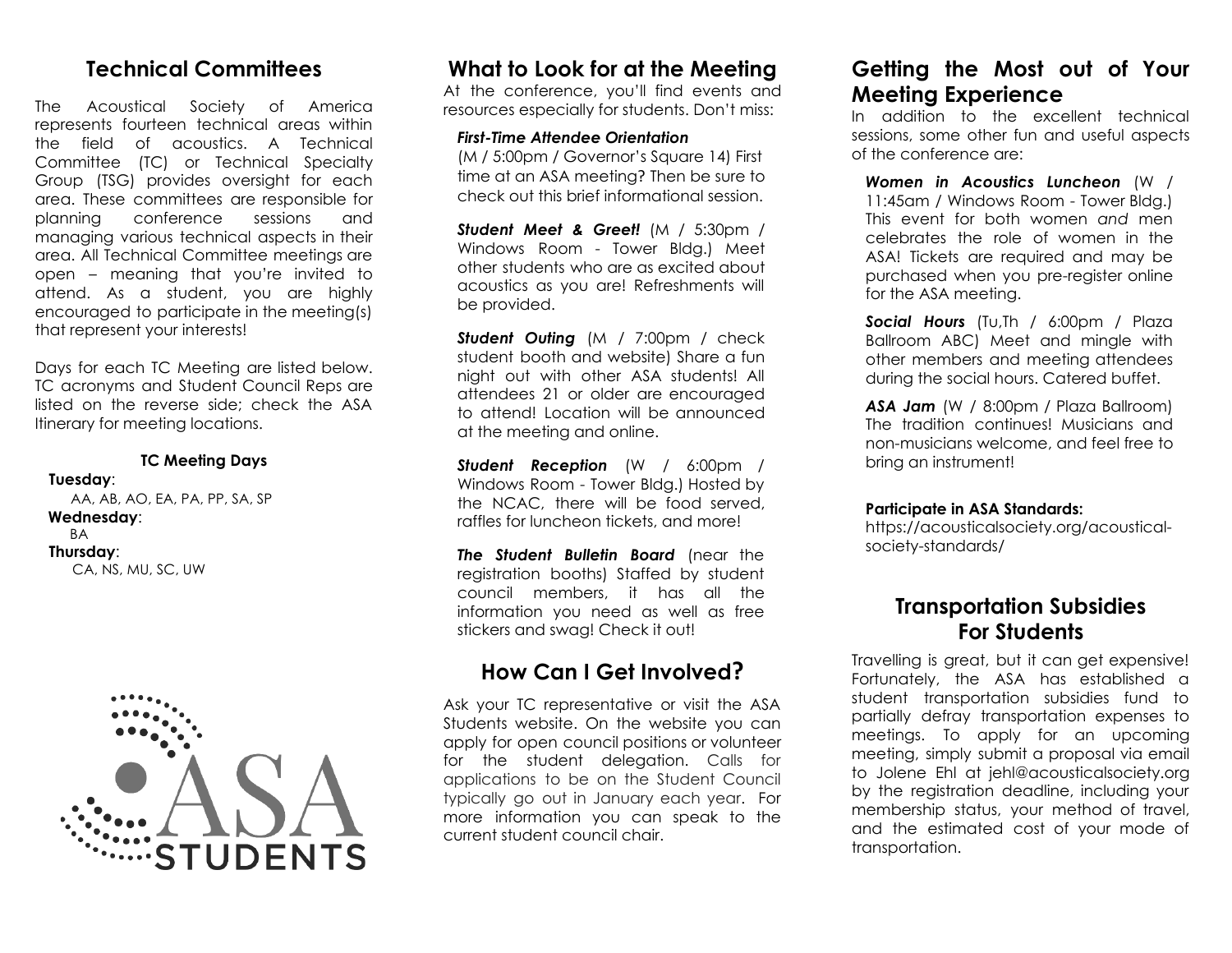## Technical Committees

The Acoustical Society of America represents fourteen technical areas within the field of acoustics. A Technical Committee (TC) or Technical Specialty Group (TSG) provides oversight for each area. These committees are responsible for planning conference sessions and managing various technical aspects in their area. All Technical Committee meetings are open – meaning that you're invited to attend. As a student, you are highly encouraged to participate in the meeting(s) that represent your interests!

Days for each TC Meeting are listed below. TC acronyms and Student Council Reps are listed on the reverse side; check the ASA Itinerary for meeting locations.

**TC Meeting Days**

**Tuesday**:
AA, AB, AO, EA, PA, PP, SA, SP

**Wednesday**:
BA

**Thursday**:
CA, NS, MU, SC, UW

ASA STUDENTS

## What to Look for at the Meeting

At the conference, you'll find events and resources especially for students. Don't miss:

***First-Time Attendee Orientation*** (M / 5:00pm / Governor's Square 14) First time at an ASA meeting? Then be sure to check out this brief informational session.

***Student Meet & Greet!*** (M / 5:30pm / Windows Room - Tower Bldg.) Meet other students who are as excited about acoustics as you are! Refreshments will be provided.

***Student Outing*** (M / 7:00pm / check student booth and website) Share a fun night out with other ASA students! All attendees 21 or older are encouraged to attend! Location will be announced at the meeting and online.

***Student Reception*** (W / 6:00pm / Windows Room - Tower Bldg.) Hosted by the NCAC, there will be food served, raffles for luncheon tickets, and more!

***The Student Bulletin Board*** (near the registration booths) Staffed by student council members, it has all the information you need as well as free stickers and swag! Check it out!

## How Can I Get Involved?

Ask your TC representative or visit the ASA Students website. On the website you can apply for open council positions or volunteer for the student delegation. Calls for applications to be on the Student Council typically go out in January each year. For more information you can speak to the current student council chair.

## Getting the Most out of Your Meeting Experience

In addition to the excellent technical sessions, some other fun and useful aspects of the conference are:

***Women in Acoustics Luncheon*** (W / 11:45am / Windows Room - Tower Bldg.) This event for both women *and* men celebrates the role of women in the ASA! Tickets are required and may be purchased when you pre-register online for the ASA meeting.

***Social Hours*** (Tu,Th / 6:00pm / Plaza Ballroom ABC) Meet and mingle with other members and meeting attendees during the social hours. Catered buffet.

***ASA Jam*** (W / 8:00pm / Plaza Ballroom) The tradition continues! Musicians and non-musicians welcome, and feel free to bring an instrument!

**Participate in ASA Standards:**
https://acousticalsociety.org/acoustical-society-standards/

## Transportation Subsidies For Students

Travelling is great, but it can get expensive! Fortunately, the ASA has established a student transportation subsidies fund to partially defray transportation expenses to meetings. To apply for an upcoming meeting, simply submit a proposal via email to Jolene Ehl at jehl@acousticalsociety.org by the registration deadline, including your membership status, your method of travel, and the estimated cost of your mode of transportation.